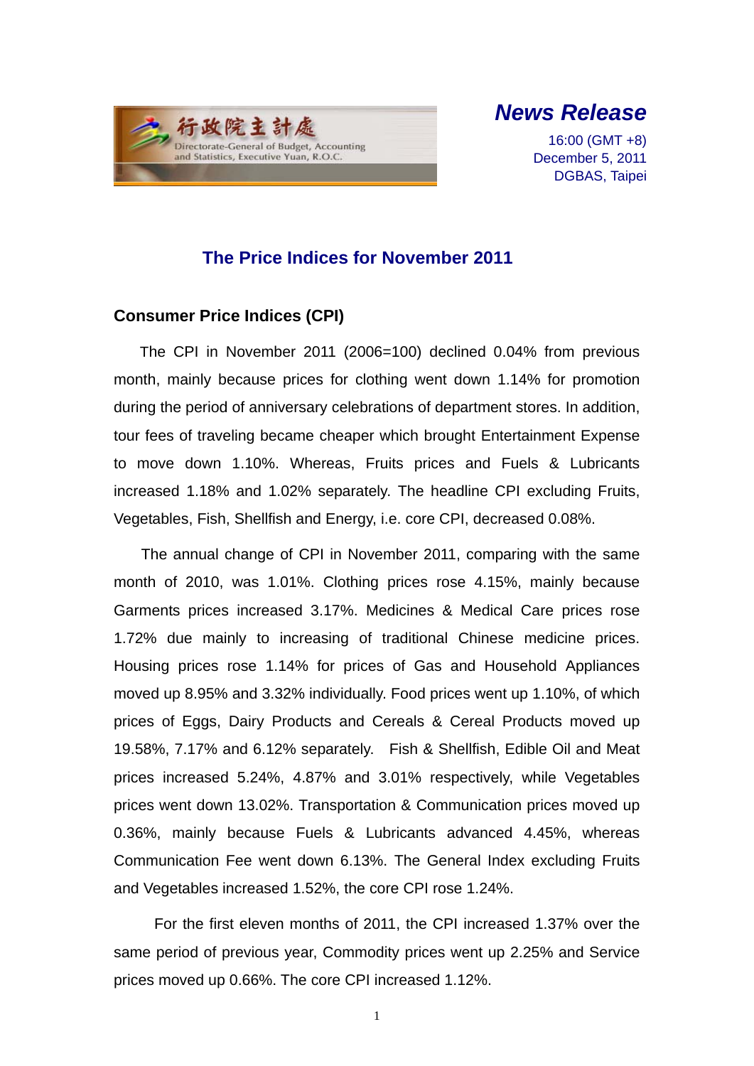行政院主計處
Directorate-General of Budget, Accounting and Statistics, Executive Yuan, R.O.C.

***News Release***

16:00 (GMT +8)
December 5, 2011
DGBAS, Taipei

# The Price Indices for November 2011

## Consumer Price Indices (CPI)

The CPI in November 2011 (2006=100) declined 0.04% from previous month, mainly because prices for clothing went down 1.14% for promotion during the period of anniversary celebrations of department stores. In addition, tour fees of traveling became cheaper which brought Entertainment Expense to move down 1.10%. Whereas, Fruits prices and Fuels & Lubricants increased 1.18% and 1.02% separately. The headline CPI excluding Fruits, Vegetables, Fish, Shellfish and Energy, i.e. core CPI, decreased 0.08%.

The annual change of CPI in November 2011, comparing with the same month of 2010, was 1.01%. Clothing prices rose 4.15%, mainly because Garments prices increased 3.17%. Medicines & Medical Care prices rose 1.72% due mainly to increasing of traditional Chinese medicine prices. Housing prices rose 1.14% for prices of Gas and Household Appliances moved up 8.95% and 3.32% individually. Food prices went up 1.10%, of which prices of Eggs, Dairy Products and Cereals & Cereal Products moved up 19.58%, 7.17% and 6.12% separately. Fish & Shellfish, Edible Oil and Meat prices increased 5.24%, 4.87% and 3.01% respectively, while Vegetables prices went down 13.02%. Transportation & Communication prices moved up 0.36%, mainly because Fuels & Lubricants advanced 4.45%, whereas Communication Fee went down 6.13%. The General Index excluding Fruits and Vegetables increased 1.52%, the core CPI rose 1.24%.

For the first eleven months of 2011, the CPI increased 1.37% over the same period of previous year, Commodity prices went up 2.25% and Service prices moved up 0.66%. The core CPI increased 1.12%.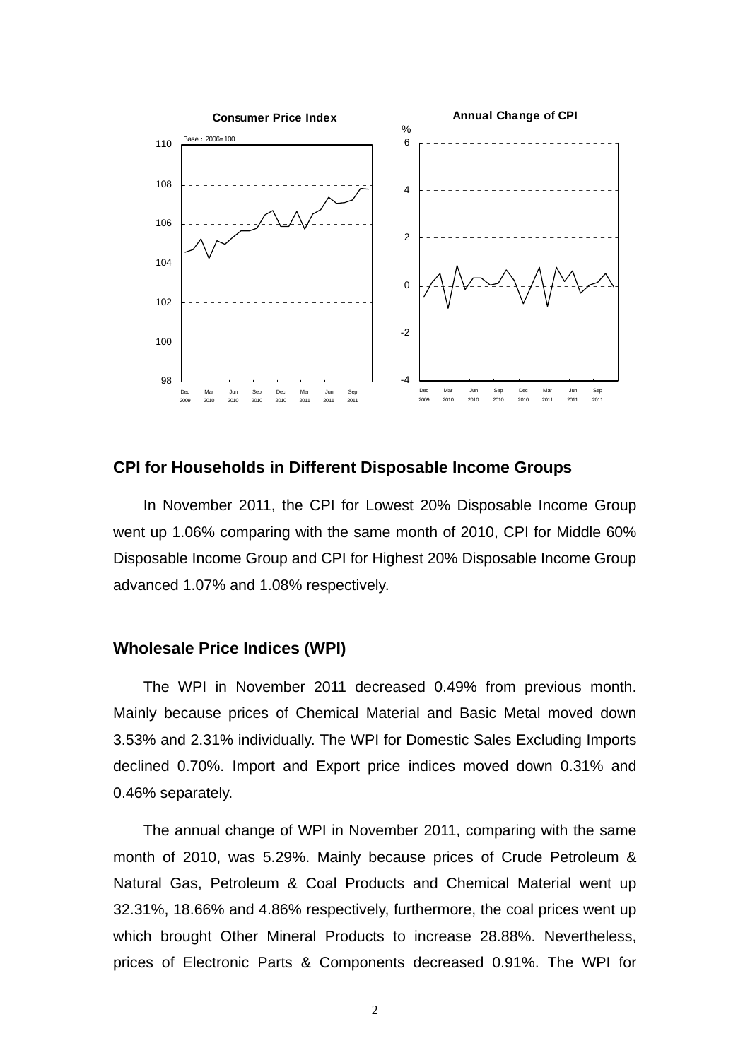**Consumer Price Index**

Base : 2006=100

**Annual Change of CPI**

%

## CPI for Households in Different Disposable Income Groups

In November 2011, the CPI for Lowest 20% Disposable Income Group went up 1.06% comparing with the same month of 2010, CPI for Middle 60% Disposable Income Group and CPI for Highest 20% Disposable Income Group advanced 1.07% and 1.08% respectively.

## Wholesale Price Indices (WPI)

The WPI in November 2011 decreased 0.49% from previous month. Mainly because prices of Chemical Material and Basic Metal moved down 3.53% and 2.31% individually. The WPI for Domestic Sales Excluding Imports declined 0.70%. Import and Export price indices moved down 0.31% and 0.46% separately.

The annual change of WPI in November 2011, comparing with the same month of 2010, was 5.29%. Mainly because prices of Crude Petroleum & Natural Gas, Petroleum & Coal Products and Chemical Material went up 32.31%, 18.66% and 4.86% respectively, furthermore, the coal prices went up which brought Other Mineral Products to increase 28.88%. Nevertheless, prices of Electronic Parts & Components decreased 0.91%. The WPI for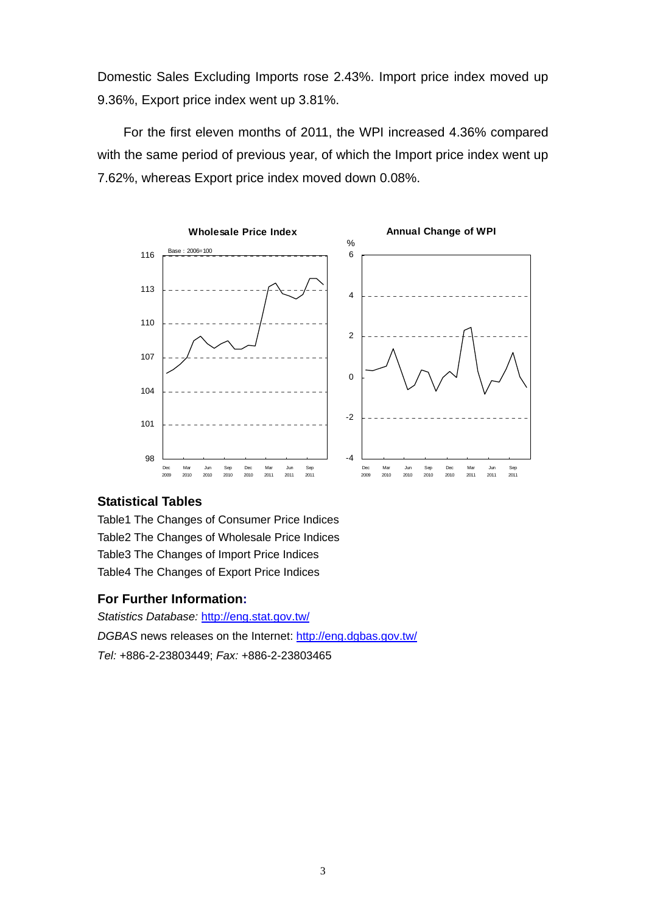Domestic Sales Excluding Imports rose 2.43%. Import price index moved up 9.36%, Export price index went up 3.81%.

For the first eleven months of 2011, the WPI increased 4.36% compared with the same period of previous year, of which the Import price index went up 7.62%, whereas Export price index moved down 0.08%.

### Statistical Tables

Table1 The Changes of Consumer Price Indices
Table2 The Changes of Wholesale Price Indices
Table3 The Changes of Import Price Indices
Table4 The Changes of Export Price Indices

### For Further Information:

*Statistics Database:* http://eng.stat.gov.tw/
*DGBAS* news releases on the Internet: http://eng.dgbas.gov.tw/
*Tel:* +886-2-23803449; *Fax:* +886-2-23803465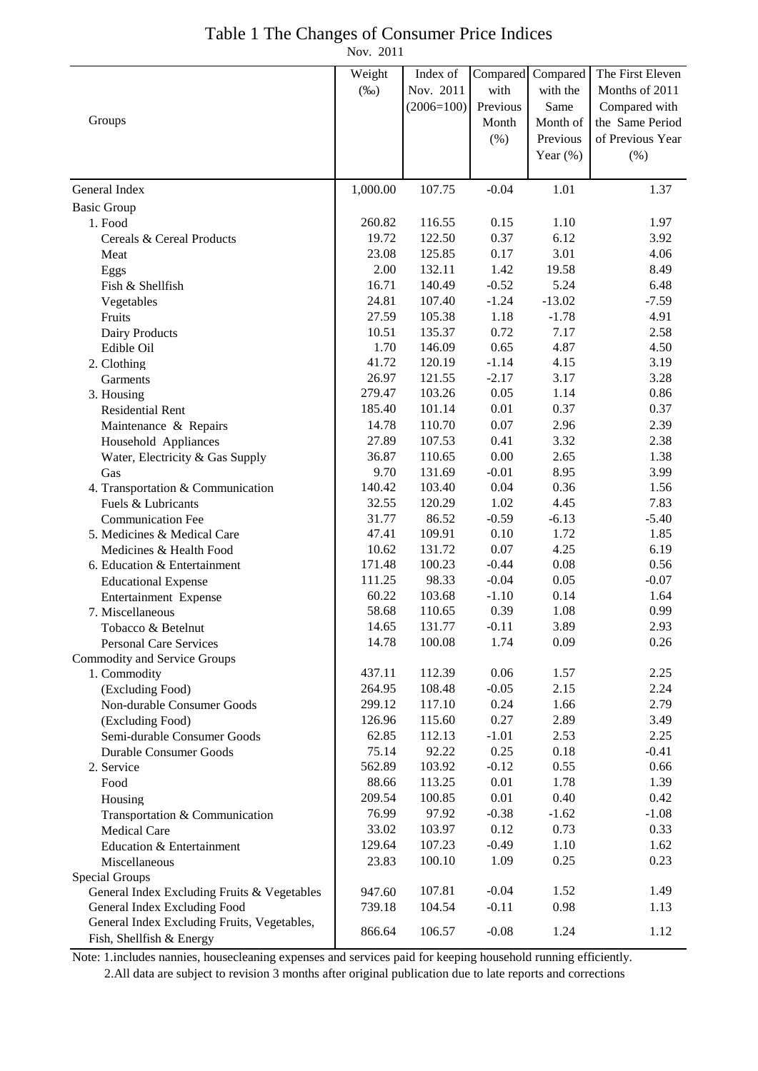# Table 1 The Changes of Consumer Price Indices

Nov. 2011

| Groups | Weight (‰) | Index of Nov. 2011 (2006=100) | Compared with Previous Month (%) | Compared with the Same Month of Previous Year (%) | The First Eleven Months of 2011 Compared with the Same Period of Previous Year (%) |
|---|---|---|---|---|---|
| General Index | 1,000.00 | 107.75 | -0.04 | 1.01 | 1.37 |
| Basic Group | | | | | |
| 1. Food | 260.82 | 116.55 | 0.15 | 1.10 | 1.97 |
| Cereals & Cereal Products | 19.72 | 122.50 | 0.37 | 6.12 | 3.92 |
| Meat | 23.08 | 125.85 | 0.17 | 3.01 | 4.06 |
| Eggs | 2.00 | 132.11 | 1.42 | 19.58 | 8.49 |
| Fish & Shellfish | 16.71 | 140.49 | -0.52 | 5.24 | 6.48 |
| Vegetables | 24.81 | 107.40 | -1.24 | -13.02 | -7.59 |
| Fruits | 27.59 | 105.38 | 1.18 | -1.78 | 4.91 |
| Dairy Products | 10.51 | 135.37 | 0.72 | 7.17 | 2.58 |
| Edible Oil | 1.70 | 146.09 | 0.65 | 4.87 | 4.50 |
| 2. Clothing | 41.72 | 120.19 | -1.14 | 4.15 | 3.19 |
| Garments | 26.97 | 121.55 | -2.17 | 3.17 | 3.28 |
| 3. Housing | 279.47 | 103.26 | 0.05 | 1.14 | 0.86 |
| Residential Rent | 185.40 | 101.14 | 0.01 | 0.37 | 0.37 |
| Maintenance & Repairs | 14.78 | 110.70 | 0.07 | 2.96 | 2.39 |
| Household Appliances | 27.89 | 107.53 | 0.41 | 3.32 | 2.38 |
| Water, Electricity & Gas Supply | 36.87 | 110.65 | 0.00 | 2.65 | 1.38 |
| Gas | 9.70 | 131.69 | -0.01 | 8.95 | 3.99 |
| 4. Transportation & Communication | 140.42 | 103.40 | 0.04 | 0.36 | 1.56 |
| Fuels & Lubricants | 32.55 | 120.29 | 1.02 | 4.45 | 7.83 |
| Communication Fee | 31.77 | 86.52 | -0.59 | -6.13 | -5.40 |
| 5. Medicines & Medical Care | 47.41 | 109.91 | 0.10 | 1.72 | 1.85 |
| Medicines & Health Food | 10.62 | 131.72 | 0.07 | 4.25 | 6.19 |
| 6. Education & Entertainment | 171.48 | 100.23 | -0.44 | 0.08 | 0.56 |
| Educational Expense | 111.25 | 98.33 | -0.04 | 0.05 | -0.07 |
| Entertainment Expense | 60.22 | 103.68 | -1.10 | 0.14 | 1.64 |
| 7. Miscellaneous | 58.68 | 110.65 | 0.39 | 1.08 | 0.99 |
| Tobacco & Betelnut | 14.65 | 131.77 | -0.11 | 3.89 | 2.93 |
| Personal Care Services | 14.78 | 100.08 | 1.74 | 0.09 | 0.26 |
| Commodity and Service Groups | | | | | |
| 1. Commodity | 437.11 | 112.39 | 0.06 | 1.57 | 2.25 |
| (Excluding Food) | 264.95 | 108.48 | -0.05 | 2.15 | 2.24 |
| Non-durable Consumer Goods | 299.12 | 117.10 | 0.24 | 1.66 | 2.79 |
| (Excluding Food) | 126.96 | 115.60 | 0.27 | 2.89 | 3.49 |
| Semi-durable Consumer Goods | 62.85 | 112.13 | -1.01 | 2.53 | 2.25 |
| Durable Consumer Goods | 75.14 | 92.22 | 0.25 | 0.18 | -0.41 |
| 2. Service | 562.89 | 103.92 | -0.12 | 0.55 | 0.66 |
| Food | 88.66 | 113.25 | 0.01 | 1.78 | 1.39 |
| Housing | 209.54 | 100.85 | 0.01 | 0.40 | 0.42 |
| Transportation & Communication | 76.99 | 97.92 | -0.38 | -1.62 | -1.08 |
| Medical Care | 33.02 | 103.97 | 0.12 | 0.73 | 0.33 |
| Education & Entertainment | 129.64 | 107.23 | -0.49 | 1.10 | 1.62 |
| Miscellaneous | 23.83 | 100.10 | 1.09 | 0.25 | 0.23 |
| Special Groups | | | | | |
| General Index Excluding Fruits & Vegetables | 947.60 | 107.81 | -0.04 | 1.52 | 1.49 |
| General Index Excluding Food | 739.18 | 104.54 | -0.11 | 0.98 | 1.13 |
| General Index Excluding Fruits, Vegetables, Fish, Shellfish & Energy | 866.64 | 106.57 | -0.08 | 1.24 | 1.12 |

Note: 1.includes nannies, housecleaning expenses and services paid for keeping household running efficiently.

2.All data are subject to revision 3 months after original publication due to late reports and corrections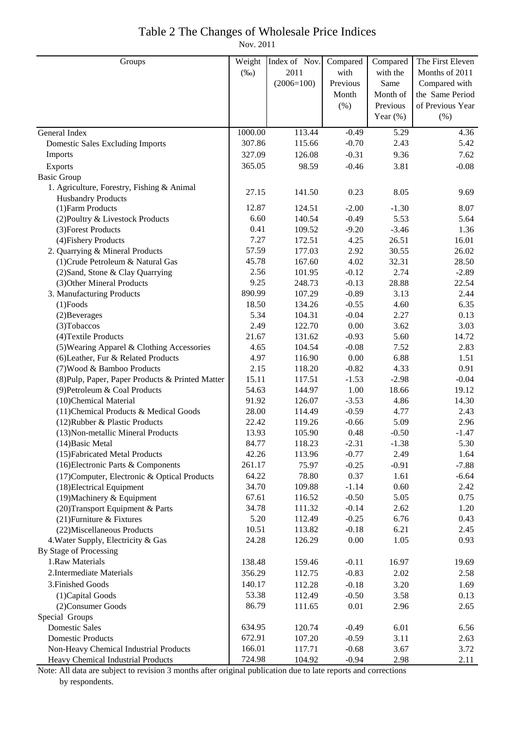# Table 2 The Changes of Wholesale Price Indices

Nov. 2011

| Groups | Weight (‰) | Index of Nov. 2011 (2006=100) | Compared with Previous Month (%) | Compared with the Same Month of Previous Year (%) | The First Eleven Months of 2011 Compared with the Same Period of Previous Year (%) |
|---|---|---|---|---|---|
| General Index | 1000.00 | 113.44 | -0.49 | 5.29 | 4.36 |
| Domestic Sales Excluding Imports | 307.86 | 115.66 | -0.70 | 2.43 | 5.42 |
| Imports | 327.09 | 126.08 | -0.31 | 9.36 | 7.62 |
| Exports | 365.05 | 98.59 | -0.46 | 3.81 | -0.08 |
| Basic Group | | | | | |
| 1. Agriculture, Forestry, Fishing & Animal Husbandry Products | 27.15 | 141.50 | 0.23 | 8.05 | 9.69 |
| (1)Farm Products | 12.87 | 124.51 | -2.00 | -1.30 | 8.07 |
| (2)Poultry & Livestock Products | 6.60 | 140.54 | -0.49 | 5.53 | 5.64 |
| (3)Forest Products | 0.41 | 109.52 | -9.20 | -3.46 | 1.36 |
| (4)Fishery Products | 7.27 | 172.51 | 4.25 | 26.51 | 16.01 |
| 2. Quarrying & Mineral Products | 57.59 | 177.03 | 2.92 | 30.55 | 26.02 |
| (1)Crude Petroleum & Natural Gas | 45.78 | 167.60 | 4.02 | 32.31 | 28.50 |
| (2)Sand, Stone & Clay Quarrying | 2.56 | 101.95 | -0.12 | 2.74 | -2.89 |
| (3)Other Mineral Products | 9.25 | 248.73 | -0.13 | 28.88 | 22.54 |
| 3. Manufacturing Products | 890.99 | 107.29 | -0.89 | 3.13 | 2.44 |
| (1)Foods | 18.50 | 134.26 | -0.55 | 4.60 | 6.35 |
| (2)Beverages | 5.34 | 104.31 | -0.04 | 2.27 | 0.13 |
| (3)Tobaccos | 2.49 | 122.70 | 0.00 | 3.62 | 3.03 |
| (4)Textile Products | 21.67 | 131.62 | -0.93 | 5.60 | 14.72 |
| (5)Wearing Apparel & Clothing Accessories | 4.65 | 104.54 | -0.08 | 7.52 | 2.83 |
| (6)Leather, Fur & Related Products | 4.97 | 116.90 | 0.00 | 6.88 | 1.51 |
| (7)Wood & Bamboo Products | 2.15 | 118.20 | -0.82 | 4.33 | 0.91 |
| (8)Pulp, Paper, Paper Products & Printed Matter | 15.11 | 117.51 | -1.53 | -2.98 | -0.04 |
| (9)Petroleum & Coal Products | 54.63 | 144.97 | 1.00 | 18.66 | 19.12 |
| (10)Chemical Material | 91.92 | 126.07 | -3.53 | 4.86 | 14.30 |
| (11)Chemical Products & Medical Goods | 28.00 | 114.49 | -0.59 | 4.77 | 2.43 |
| (12)Rubber & Plastic Products | 22.42 | 119.26 | -0.66 | 5.09 | 2.96 |
| (13)Non-metallic Mineral Products | 13.93 | 105.90 | 0.48 | -0.50 | -1.47 |
| (14)Basic Metal | 84.77 | 118.23 | -2.31 | -1.38 | 5.30 |
| (15)Fabricated Metal Products | 42.26 | 113.96 | -0.77 | 2.49 | 1.64 |
| (16)Electronic Parts & Components | 261.17 | 75.97 | -0.25 | -0.91 | -7.88 |
| (17)Computer, Electronic & Optical Products | 64.22 | 78.80 | 0.37 | 1.61 | -6.64 |
| (18)Electrical Equipment | 34.70 | 109.88 | -1.14 | 0.60 | 2.42 |
| (19)Machinery & Equipment | 67.61 | 116.52 | -0.50 | 5.05 | 0.75 |
| (20)Transport Equipment & Parts | 34.78 | 111.32 | -0.14 | 2.62 | 1.20 |
| (21)Furniture & Fixtures | 5.20 | 112.49 | -0.25 | 6.76 | 0.43 |
| (22)Miscellaneous Products | 10.51 | 113.82 | -0.18 | 6.21 | 2.45 |
| 4.Water Supply, Electricity & Gas | 24.28 | 126.29 | 0.00 | 1.05 | 0.93 |
| By Stage of Processing | | | | | |
| 1.Raw Materials | 138.48 | 159.46 | -0.11 | 16.97 | 19.69 |
| 2.Intermediate Materials | 356.29 | 112.75 | -0.83 | 2.02 | 2.58 |
| 3.Finished Goods | 140.17 | 112.28 | -0.18 | 3.20 | 1.69 |
| (1)Capital Goods | 53.38 | 112.49 | -0.50 | 3.58 | 0.13 |
| (2)Consumer Goods | 86.79 | 111.65 | 0.01 | 2.96 | 2.65 |
| Special Groups | | | | | |
| Domestic Sales | 634.95 | 120.74 | -0.49 | 6.01 | 6.56 |
| Domestic Products | 672.91 | 107.20 | -0.59 | 3.11 | 2.63 |
| Non-Heavy Chemical Industrial Products | 166.01 | 117.71 | -0.68 | 3.67 | 3.72 |
| Heavy Chemical Industrial Products | 724.98 | 104.92 | -0.94 | 2.98 | 2.11 |

Note: All data are subject to revision 3 months after original publication due to late reports and corrections by respondents.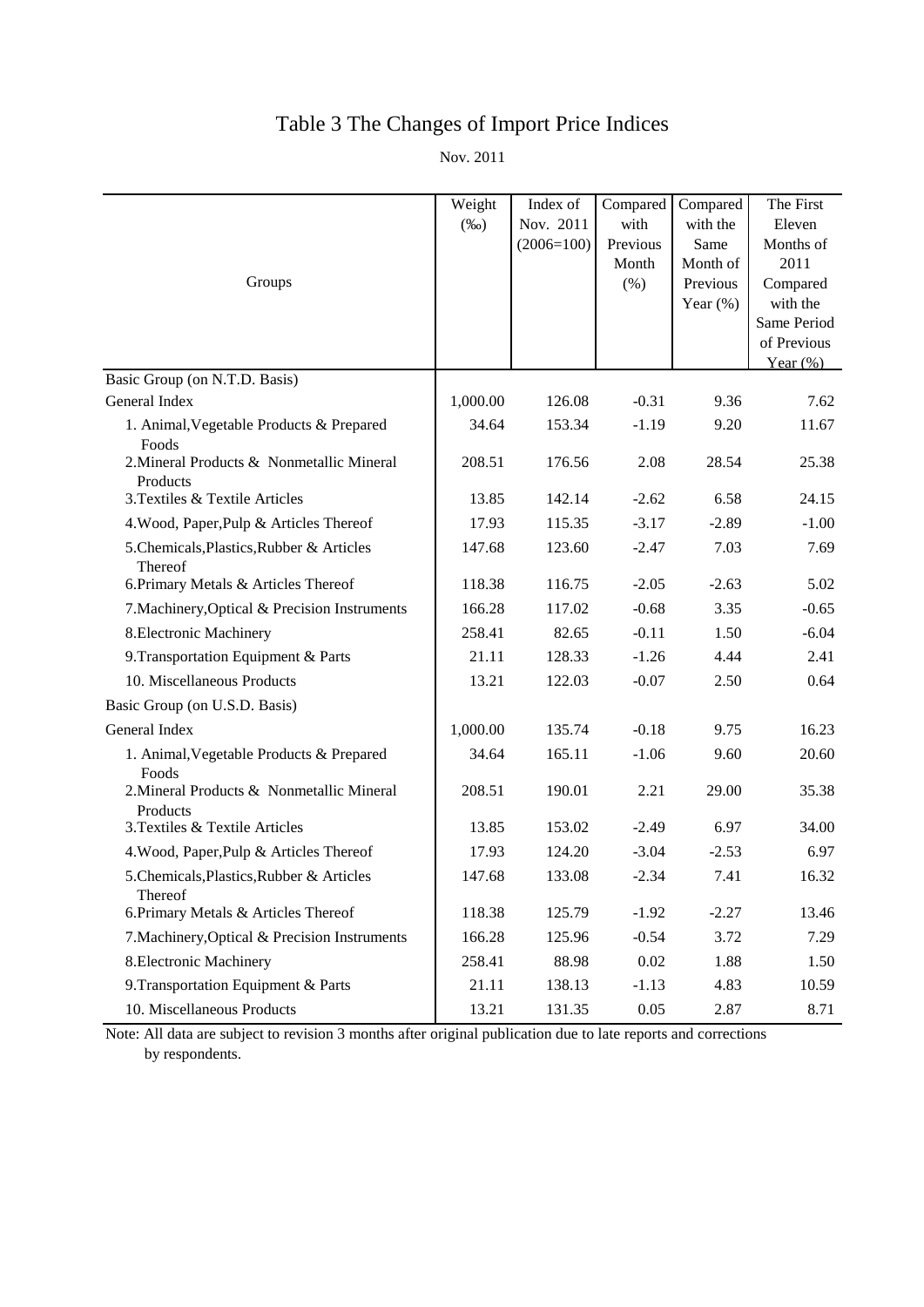# Table 3 The Changes of Import Price Indices

Nov. 2011

| Groups | Weight (‰) | Index of Nov. 2011 (2006=100) | Compared with Previous Month (%) | Compared with the Same Month of Previous Year (%) | The First Eleven Months of 2011 Compared with the Same Period of Previous Year (%) |
|---|---|---|---|---|---|
| Basic Group (on N.T.D. Basis) | | | | | |
| General Index | 1,000.00 | 126.08 | -0.31 | 9.36 | 7.62 |
| 1. Animal,Vegetable Products & Prepared Foods | 34.64 | 153.34 | -1.19 | 9.20 | 11.67 |
| 2.Mineral Products & Nonmetallic Mineral Products | 208.51 | 176.56 | 2.08 | 28.54 | 25.38 |
| 3.Textiles & Textile Articles | 13.85 | 142.14 | -2.62 | 6.58 | 24.15 |
| 4.Wood, Paper,Pulp & Articles Thereof | 17.93 | 115.35 | -3.17 | -2.89 | -1.00 |
| 5.Chemicals,Plastics,Rubber & Articles Thereof | 147.68 | 123.60 | -2.47 | 7.03 | 7.69 |
| 6.Primary Metals & Articles Thereof | 118.38 | 116.75 | -2.05 | -2.63 | 5.02 |
| 7.Machinery,Optical & Precision Instruments | 166.28 | 117.02 | -0.68 | 3.35 | -0.65 |
| 8.Electronic Machinery | 258.41 | 82.65 | -0.11 | 1.50 | -6.04 |
| 9.Transportation Equipment & Parts | 21.11 | 128.33 | -1.26 | 4.44 | 2.41 |
| 10. Miscellaneous Products | 13.21 | 122.03 | -0.07 | 2.50 | 0.64 |
| Basic Group (on U.S.D. Basis) | | | | | |
| General Index | 1,000.00 | 135.74 | -0.18 | 9.75 | 16.23 |
| 1. Animal,Vegetable Products & Prepared Foods | 34.64 | 165.11 | -1.06 | 9.60 | 20.60 |
| 2.Mineral Products & Nonmetallic Mineral Products | 208.51 | 190.01 | 2.21 | 29.00 | 35.38 |
| 3.Textiles & Textile Articles | 13.85 | 153.02 | -2.49 | 6.97 | 34.00 |
| 4.Wood, Paper,Pulp & Articles Thereof | 17.93 | 124.20 | -3.04 | -2.53 | 6.97 |
| 5.Chemicals,Plastics,Rubber & Articles Thereof | 147.68 | 133.08 | -2.34 | 7.41 | 16.32 |
| 6.Primary Metals & Articles Thereof | 118.38 | 125.79 | -1.92 | -2.27 | 13.46 |
| 7.Machinery,Optical & Precision Instruments | 166.28 | 125.96 | -0.54 | 3.72 | 7.29 |
| 8.Electronic Machinery | 258.41 | 88.98 | 0.02 | 1.88 | 1.50 |
| 9.Transportation Equipment & Parts | 21.11 | 138.13 | -1.13 | 4.83 | 10.59 |
| 10. Miscellaneous Products | 13.21 | 131.35 | 0.05 | 2.87 | 8.71 |

Note: All data are subject to revision 3 months after original publication due to late reports and corrections by respondents.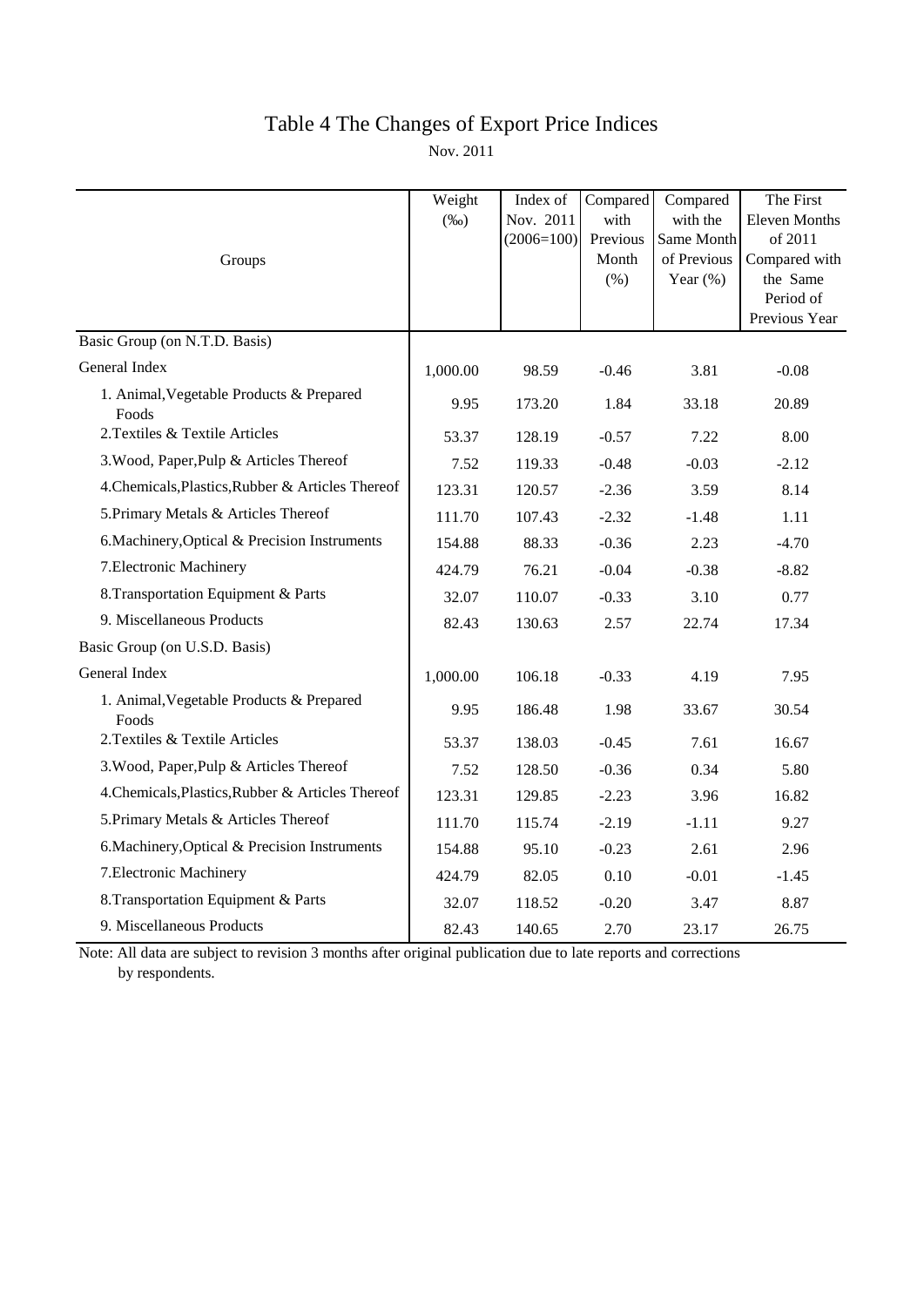# Table 4 The Changes of Export Price Indices

Nov. 2011

| Groups | Weight (‰) | Index of Nov. 2011 (2006=100) | Compared with Previous Month (%) | Compared with the Same Month of Previous Year (%) | The First Eleven Months of 2011 Compared with the Same Period of Previous Year |
|---|---|---|---|---|---|
| Basic Group (on N.T.D. Basis) | | | | | |
| General Index | 1,000.00 | 98.59 | -0.46 | 3.81 | -0.08 |
| 1. Animal,Vegetable Products & Prepared Foods | 9.95 | 173.20 | 1.84 | 33.18 | 20.89 |
| 2.Textiles & Textile Articles | 53.37 | 128.19 | -0.57 | 7.22 | 8.00 |
| 3.Wood, Paper,Pulp & Articles Thereof | 7.52 | 119.33 | -0.48 | -0.03 | -2.12 |
| 4.Chemicals,Plastics,Rubber & Articles Thereof | 123.31 | 120.57 | -2.36 | 3.59 | 8.14 |
| 5.Primary Metals & Articles Thereof | 111.70 | 107.43 | -2.32 | -1.48 | 1.11 |
| 6.Machinery,Optical & Precision Instruments | 154.88 | 88.33 | -0.36 | 2.23 | -4.70 |
| 7.Electronic Machinery | 424.79 | 76.21 | -0.04 | -0.38 | -8.82 |
| 8.Transportation Equipment & Parts | 32.07 | 110.07 | -0.33 | 3.10 | 0.77 |
| 9. Miscellaneous Products | 82.43 | 130.63 | 2.57 | 22.74 | 17.34 |
| Basic Group (on U.S.D. Basis) | | | | | |
| General Index | 1,000.00 | 106.18 | -0.33 | 4.19 | 7.95 |
| 1. Animal,Vegetable Products & Prepared Foods | 9.95 | 186.48 | 1.98 | 33.67 | 30.54 |
| 2.Textiles & Textile Articles | 53.37 | 138.03 | -0.45 | 7.61 | 16.67 |
| 3.Wood, Paper,Pulp & Articles Thereof | 7.52 | 128.50 | -0.36 | 0.34 | 5.80 |
| 4.Chemicals,Plastics,Rubber & Articles Thereof | 123.31 | 129.85 | -2.23 | 3.96 | 16.82 |
| 5.Primary Metals & Articles Thereof | 111.70 | 115.74 | -2.19 | -1.11 | 9.27 |
| 6.Machinery,Optical & Precision Instruments | 154.88 | 95.10 | -0.23 | 2.61 | 2.96 |
| 7.Electronic Machinery | 424.79 | 82.05 | 0.10 | -0.01 | -1.45 |
| 8.Transportation Equipment & Parts | 32.07 | 118.52 | -0.20 | 3.47 | 8.87 |
| 9. Miscellaneous Products | 82.43 | 140.65 | 2.70 | 23.17 | 26.75 |

Note: All data are subject to revision 3 months after original publication due to late reports and corrections by respondents.